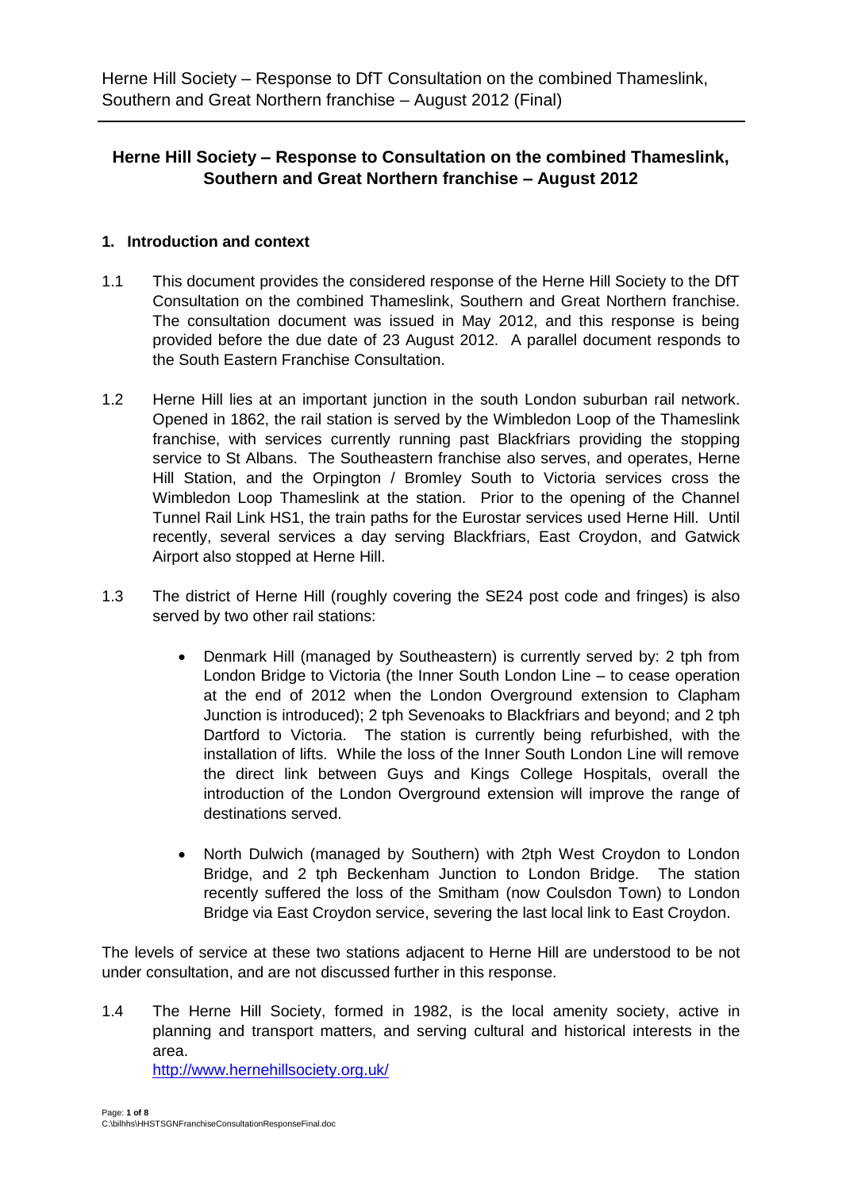# Herne Hill Society – Response to Consultation on the combined Thameslink, Southern and Great Northern franchise – August 2012

## 1. Introduction and context

1.1 This document provides the considered response of the Herne Hill Society to the DfT Consultation on the combined Thameslink, Southern and Great Northern franchise. The consultation document was issued in May 2012, and this response is being provided before the due date of 23 August 2012. A parallel document responds to the South Eastern Franchise Consultation.

1.2 Herne Hill lies at an important junction in the south London suburban rail network. Opened in 1862, the rail station is served by the Wimbledon Loop of the Thameslink franchise, with services currently running past Blackfriars providing the stopping service to St Albans. The Southeastern franchise also serves, and operates, Herne Hill Station, and the Orpington / Bromley South to Victoria services cross the Wimbledon Loop Thameslink at the station. Prior to the opening of the Channel Tunnel Rail Link HS1, the train paths for the Eurostar services used Herne Hill. Until recently, several services a day serving Blackfriars, East Croydon, and Gatwick Airport also stopped at Herne Hill.

1.3 The district of Herne Hill (roughly covering the SE24 post code and fringes) is also served by two other rail stations:

- Denmark Hill (managed by Southeastern) is currently served by: 2 tph from London Bridge to Victoria (the Inner South London Line – to cease operation at the end of 2012 when the London Overground extension to Clapham Junction is introduced); 2 tph Sevenoaks to Blackfriars and beyond; and 2 tph Dartford to Victoria. The station is currently being refurbished, with the installation of lifts. While the loss of the Inner South London Line will remove the direct link between Guys and Kings College Hospitals, overall the introduction of the London Overground extension will improve the range of destinations served.

- North Dulwich (managed by Southern) with 2tph West Croydon to London Bridge, and 2 tph Beckenham Junction to London Bridge. The station recently suffered the loss of the Smitham (now Coulsdon Town) to London Bridge via East Croydon service, severing the last local link to East Croydon.

The levels of service at these two stations adjacent to Herne Hill are understood to be not under consultation, and are not discussed further in this response.

1.4 The Herne Hill Society, formed in 1982, is the local amenity society, active in planning and transport matters, and serving cultural and historical interests in the area.
http://www.hernehillsociety.org.uk/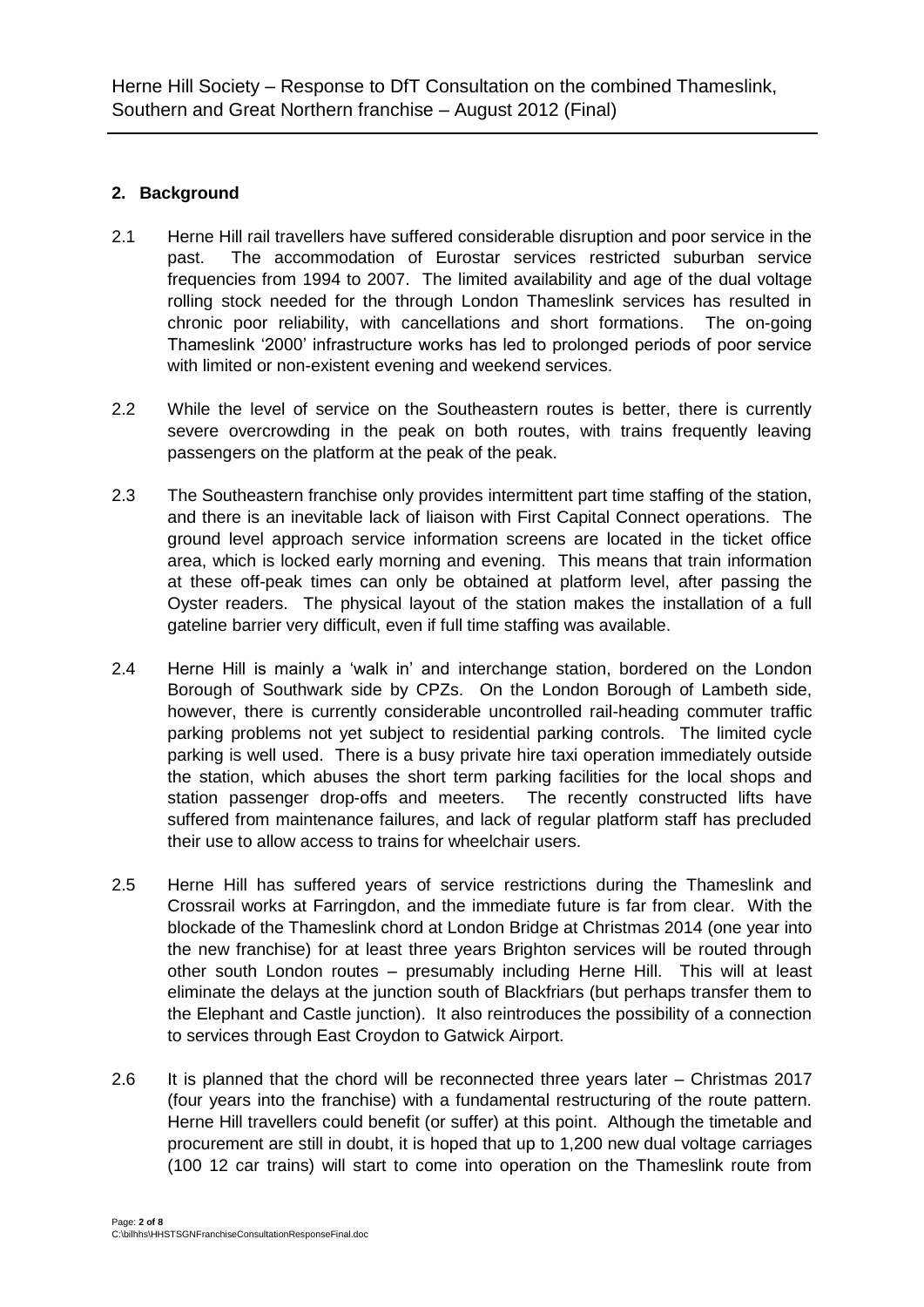## 2. Background

2.1 Herne Hill rail travellers have suffered considerable disruption and poor service in the past. The accommodation of Eurostar services restricted suburban service frequencies from 1994 to 2007. The limited availability and age of the dual voltage rolling stock needed for the through London Thameslink services has resulted in chronic poor reliability, with cancellations and short formations. The on-going Thameslink '2000' infrastructure works has led to prolonged periods of poor service with limited or non-existent evening and weekend services.

2.2 While the level of service on the Southeastern routes is better, there is currently severe overcrowding in the peak on both routes, with trains frequently leaving passengers on the platform at the peak of the peak.

2.3 The Southeastern franchise only provides intermittent part time staffing of the station, and there is an inevitable lack of liaison with First Capital Connect operations. The ground level approach service information screens are located in the ticket office area, which is locked early morning and evening. This means that train information at these off-peak times can only be obtained at platform level, after passing the Oyster readers. The physical layout of the station makes the installation of a full gateline barrier very difficult, even if full time staffing was available.

2.4 Herne Hill is mainly a 'walk in' and interchange station, bordered on the London Borough of Southwark side by CPZs. On the London Borough of Lambeth side, however, there is currently considerable uncontrolled rail-heading commuter traffic parking problems not yet subject to residential parking controls. The limited cycle parking is well used. There is a busy private hire taxi operation immediately outside the station, which abuses the short term parking facilities for the local shops and station passenger drop-offs and meeters. The recently constructed lifts have suffered from maintenance failures, and lack of regular platform staff has precluded their use to allow access to trains for wheelchair users.

2.5 Herne Hill has suffered years of service restrictions during the Thameslink and Crossrail works at Farringdon, and the immediate future is far from clear. With the blockade of the Thameslink chord at London Bridge at Christmas 2014 (one year into the new franchise) for at least three years Brighton services will be routed through other south London routes – presumably including Herne Hill. This will at least eliminate the delays at the junction south of Blackfriars (but perhaps transfer them to the Elephant and Castle junction). It also reintroduces the possibility of a connection to services through East Croydon to Gatwick Airport.

2.6 It is planned that the chord will be reconnected three years later – Christmas 2017 (four years into the franchise) with a fundamental restructuring of the route pattern. Herne Hill travellers could benefit (or suffer) at this point. Although the timetable and procurement are still in doubt, it is hoped that up to 1,200 new dual voltage carriages (100 12 car trains) will start to come into operation on the Thameslink route from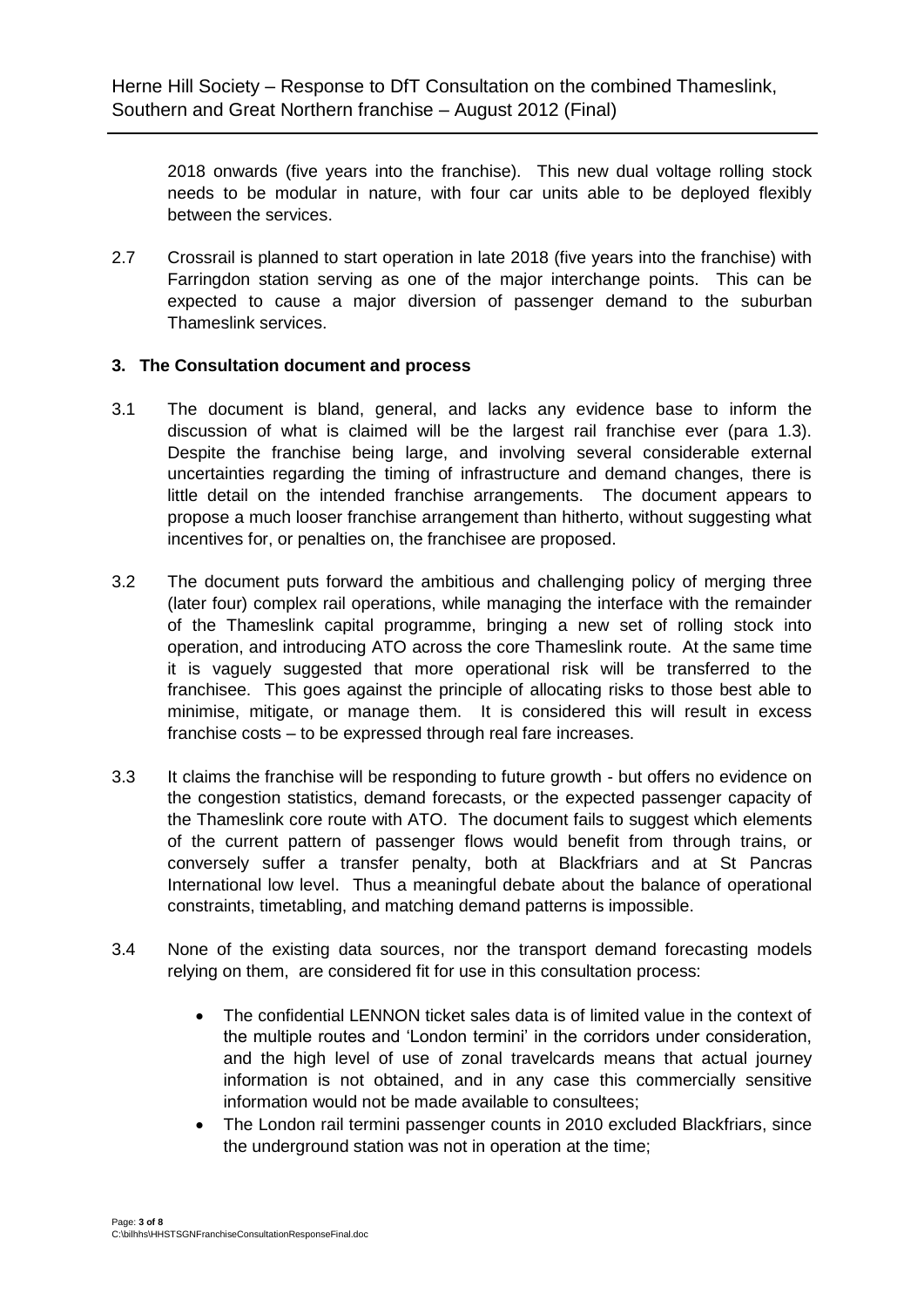2018 onwards (five years into the franchise). This new dual voltage rolling stock needs to be modular in nature, with four car units able to be deployed flexibly between the services.

2.7 Crossrail is planned to start operation in late 2018 (five years into the franchise) with Farringdon station serving as one of the major interchange points. This can be expected to cause a major diversion of passenger demand to the suburban Thameslink services.

## 3. The Consultation document and process

3.1 The document is bland, general, and lacks any evidence base to inform the discussion of what is claimed will be the largest rail franchise ever (para 1.3). Despite the franchise being large, and involving several considerable external uncertainties regarding the timing of infrastructure and demand changes, there is little detail on the intended franchise arrangements. The document appears to propose a much looser franchise arrangement than hitherto, without suggesting what incentives for, or penalties on, the franchisee are proposed.

3.2 The document puts forward the ambitious and challenging policy of merging three (later four) complex rail operations, while managing the interface with the remainder of the Thameslink capital programme, bringing a new set of rolling stock into operation, and introducing ATO across the core Thameslink route. At the same time it is vaguely suggested that more operational risk will be transferred to the franchisee. This goes against the principle of allocating risks to those best able to minimise, mitigate, or manage them. It is considered this will result in excess franchise costs – to be expressed through real fare increases.

3.3 It claims the franchise will be responding to future growth - but offers no evidence on the congestion statistics, demand forecasts, or the expected passenger capacity of the Thameslink core route with ATO. The document fails to suggest which elements of the current pattern of passenger flows would benefit from through trains, or conversely suffer a transfer penalty, both at Blackfriars and at St Pancras International low level. Thus a meaningful debate about the balance of operational constraints, timetabling, and matching demand patterns is impossible.

3.4 None of the existing data sources, nor the transport demand forecasting models relying on them, are considered fit for use in this consultation process:

- The confidential LENNON ticket sales data is of limited value in the context of the multiple routes and 'London termini' in the corridors under consideration, and the high level of use of zonal travelcards means that actual journey information is not obtained, and in any case this commercially sensitive information would not be made available to consultees;
- The London rail termini passenger counts in 2010 excluded Blackfriars, since the underground station was not in operation at the time;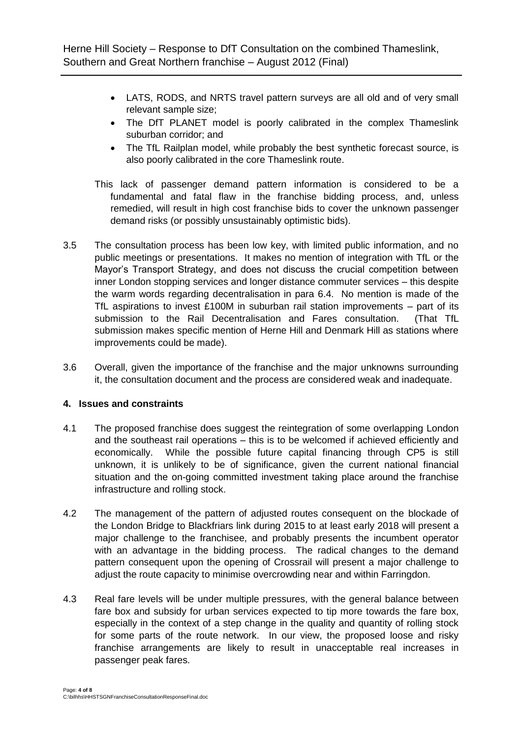- LATS, RODS, and NRTS travel pattern surveys are all old and of very small relevant sample size;
- The DfT PLANET model is poorly calibrated in the complex Thameslink suburban corridor; and
- The TfL Railplan model, while probably the best synthetic forecast source, is also poorly calibrated in the core Thameslink route.

This lack of passenger demand pattern information is considered to be a fundamental and fatal flaw in the franchise bidding process, and, unless remedied, will result in high cost franchise bids to cover the unknown passenger demand risks (or possibly unsustainably optimistic bids).

3.5 The consultation process has been low key, with limited public information, and no public meetings or presentations. It makes no mention of integration with TfL or the Mayor's Transport Strategy, and does not discuss the crucial competition between inner London stopping services and longer distance commuter services – this despite the warm words regarding decentralisation in para 6.4. No mention is made of the TfL aspirations to invest £100M in suburban rail station improvements – part of its submission to the Rail Decentralisation and Fares consultation. (That TfL submission makes specific mention of Herne Hill and Denmark Hill as stations where improvements could be made).

3.6 Overall, given the importance of the franchise and the major unknowns surrounding it, the consultation document and the process are considered weak and inadequate.

## 4. Issues and constraints

4.1 The proposed franchise does suggest the reintegration of some overlapping London and the southeast rail operations – this is to be welcomed if achieved efficiently and economically. While the possible future capital financing through CP5 is still unknown, it is unlikely to be of significance, given the current national financial situation and the on-going committed investment taking place around the franchise infrastructure and rolling stock.

4.2 The management of the pattern of adjusted routes consequent on the blockade of the London Bridge to Blackfriars link during 2015 to at least early 2018 will present a major challenge to the franchisee, and probably presents the incumbent operator with an advantage in the bidding process. The radical changes to the demand pattern consequent upon the opening of Crossrail will present a major challenge to adjust the route capacity to minimise overcrowding near and within Farringdon.

4.3 Real fare levels will be under multiple pressures, with the general balance between fare box and subsidy for urban services expected to tip more towards the fare box, especially in the context of a step change in the quality and quantity of rolling stock for some parts of the route network. In our view, the proposed loose and risky franchise arrangements are likely to result in unacceptable real increases in passenger peak fares.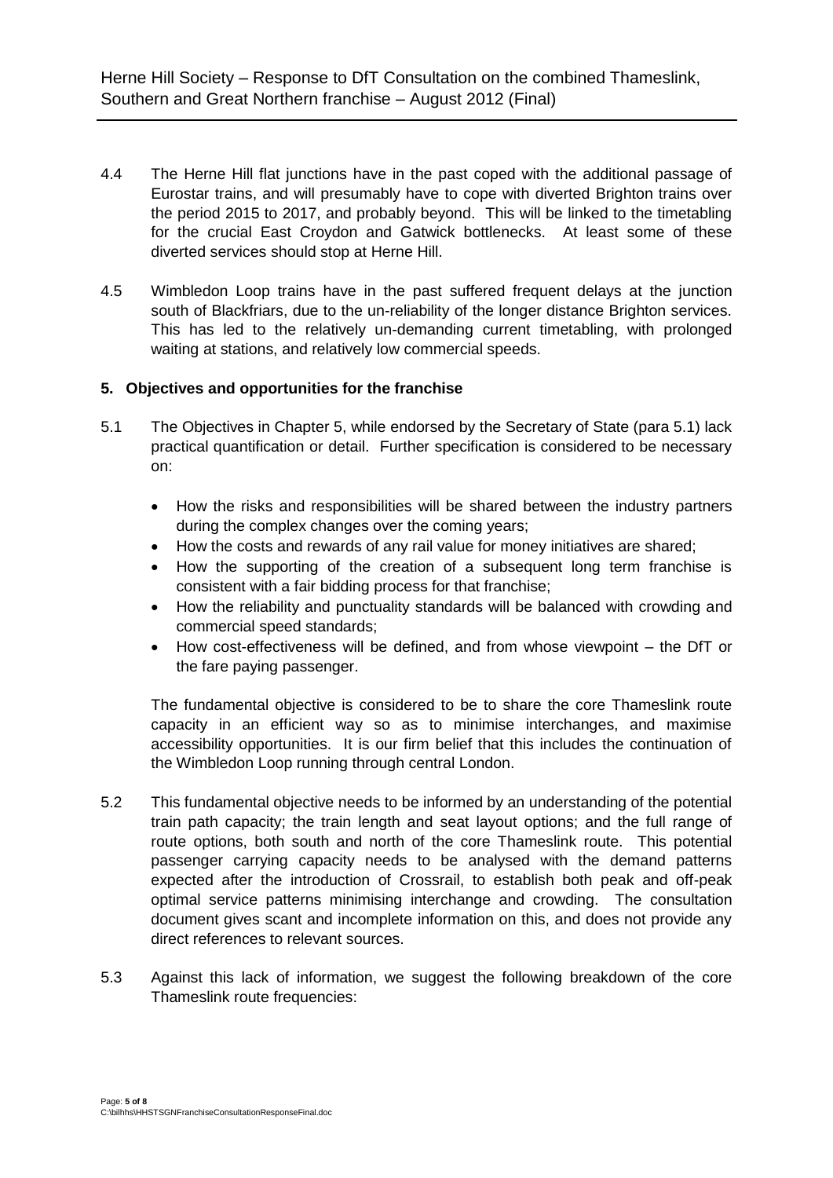4.4 The Herne Hill flat junctions have in the past coped with the additional passage of Eurostar trains, and will presumably have to cope with diverted Brighton trains over the period 2015 to 2017, and probably beyond. This will be linked to the timetabling for the crucial East Croydon and Gatwick bottlenecks. At least some of these diverted services should stop at Herne Hill.

4.5 Wimbledon Loop trains have in the past suffered frequent delays at the junction south of Blackfriars, due to the un-reliability of the longer distance Brighton services. This has led to the relatively un-demanding current timetabling, with prolonged waiting at stations, and relatively low commercial speeds.

## 5. Objectives and opportunities for the franchise

5.1 The Objectives in Chapter 5, while endorsed by the Secretary of State (para 5.1) lack practical quantification or detail. Further specification is considered to be necessary on:

- How the risks and responsibilities will be shared between the industry partners during the complex changes over the coming years;
- How the costs and rewards of any rail value for money initiatives are shared;
- How the supporting of the creation of a subsequent long term franchise is consistent with a fair bidding process for that franchise;
- How the reliability and punctuality standards will be balanced with crowding and commercial speed standards;
- How cost-effectiveness will be defined, and from whose viewpoint – the DfT or the fare paying passenger.

The fundamental objective is considered to be to share the core Thameslink route capacity in an efficient way so as to minimise interchanges, and maximise accessibility opportunities. It is our firm belief that this includes the continuation of the Wimbledon Loop running through central London.

5.2 This fundamental objective needs to be informed by an understanding of the potential train path capacity; the train length and seat layout options; and the full range of route options, both south and north of the core Thameslink route. This potential passenger carrying capacity needs to be analysed with the demand patterns expected after the introduction of Crossrail, to establish both peak and off-peak optimal service patterns minimising interchange and crowding. The consultation document gives scant and incomplete information on this, and does not provide any direct references to relevant sources.

5.3 Against this lack of information, we suggest the following breakdown of the core Thameslink route frequencies: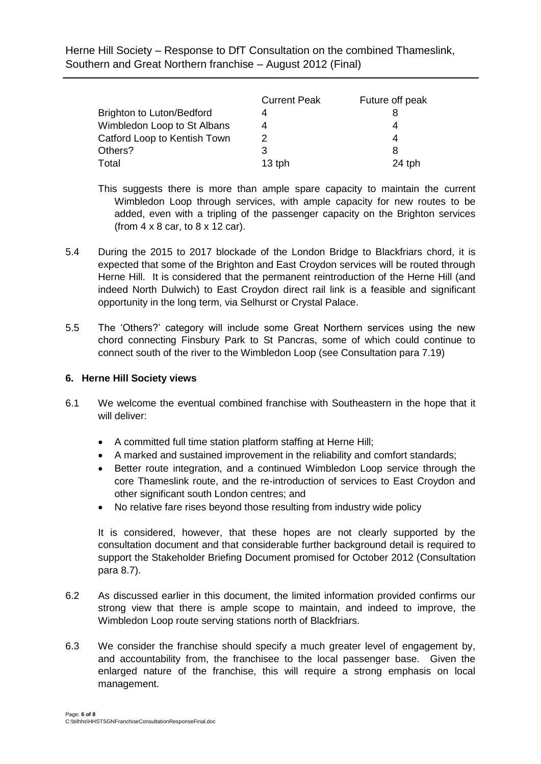| | Current Peak | Future off peak |
|---|---|---|
| Brighton to Luton/Bedford | 4 | 8 |
| Wimbledon Loop to St Albans | 4 | 4 |
| Catford Loop to Kentish Town | 2 | 4 |
| Others? | 3 | 8 |
| Total | 13 tph | 24 tph |

This suggests there is more than ample spare capacity to maintain the current Wimbledon Loop through services, with ample capacity for new routes to be added, even with a tripling of the passenger capacity on the Brighton services (from 4 x 8 car, to 8 x 12 car).

5.4 During the 2015 to 2017 blockade of the London Bridge to Blackfriars chord, it is expected that some of the Brighton and East Croydon services will be routed through Herne Hill. It is considered that the permanent reintroduction of the Herne Hill (and indeed North Dulwich) to East Croydon direct rail link is a feasible and significant opportunity in the long term, via Selhurst or Crystal Palace.

5.5 The 'Others?' category will include some Great Northern services using the new chord connecting Finsbury Park to St Pancras, some of which could continue to connect south of the river to the Wimbledon Loop (see Consultation para 7.19)

## 6. Herne Hill Society views

6.1 We welcome the eventual combined franchise with Southeastern in the hope that it will deliver:

- A committed full time station platform staffing at Herne Hill;
- A marked and sustained improvement in the reliability and comfort standards;
- Better route integration, and a continued Wimbledon Loop service through the core Thameslink route, and the re-introduction of services to East Croydon and other significant south London centres; and
- No relative fare rises beyond those resulting from industry wide policy

It is considered, however, that these hopes are not clearly supported by the consultation document and that considerable further background detail is required to support the Stakeholder Briefing Document promised for October 2012 (Consultation para 8.7).

6.2 As discussed earlier in this document, the limited information provided confirms our strong view that there is ample scope to maintain, and indeed to improve, the Wimbledon Loop route serving stations north of Blackfriars.

6.3 We consider the franchise should specify a much greater level of engagement by, and accountability from, the franchisee to the local passenger base. Given the enlarged nature of the franchise, this will require a strong emphasis on local management.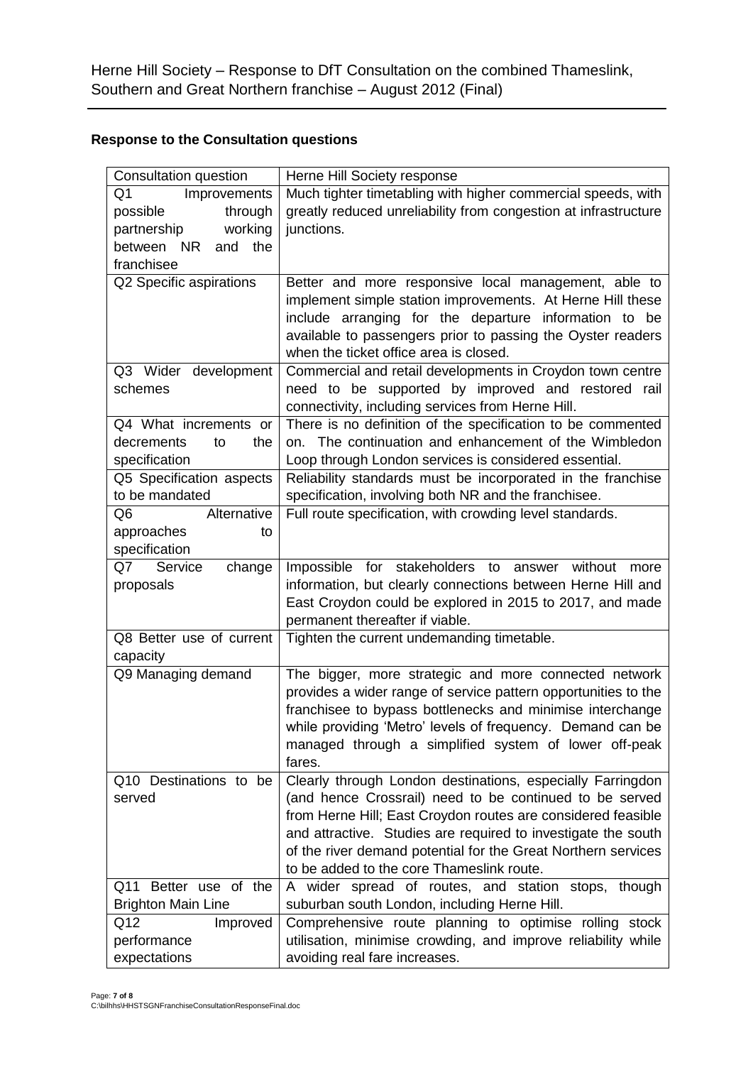## Response to the Consultation questions

| Consultation question | Herne Hill Society response |
|---|---|
| Q1 Improvements possible through partnership working between NR and the franchisee | Much tighter timetabling with higher commercial speeds, with greatly reduced unreliability from congestion at infrastructure junctions. |
| Q2 Specific aspirations | Better and more responsive local management, able to implement simple station improvements. At Herne Hill these include arranging for the departure information to be available to passengers prior to passing the Oyster readers when the ticket office area is closed. |
| Q3 Wider development schemes | Commercial and retail developments in Croydon town centre need to be supported by improved and restored rail connectivity, including services from Herne Hill. |
| Q4 What increments or decrements to the specification | There is no definition of the specification to be commented on. The continuation and enhancement of the Wimbledon Loop through London services is considered essential. |
| Q5 Specification aspects to be mandated | Reliability standards must be incorporated in the franchise specification, involving both NR and the franchisee. |
| Q6 Alternative approaches to specification | Full route specification, with crowding level standards. |
| Q7 Service change proposals | Impossible for stakeholders to answer without more information, but clearly connections between Herne Hill and East Croydon could be explored in 2015 to 2017, and made permanent thereafter if viable. |
| Q8 Better use of current capacity | Tighten the current undemanding timetable. |
| Q9 Managing demand | The bigger, more strategic and more connected network provides a wider range of service pattern opportunities to the franchisee to bypass bottlenecks and minimise interchange while providing 'Metro' levels of frequency. Demand can be managed through a simplified system of lower off-peak fares. |
| Q10 Destinations to be served | Clearly through London destinations, especially Farringdon (and hence Crossrail) need to be continued to be served from Herne Hill; East Croydon routes are considered feasible and attractive. Studies are required to investigate the south of the river demand potential for the Great Northern services to be added to the core Thameslink route. |
| Q11 Better use of the Brighton Main Line | A wider spread of routes, and station stops, though suburban south London, including Herne Hill. |
| Q12 Improved performance expectations | Comprehensive route planning to optimise rolling stock utilisation, minimise crowding, and improve reliability while avoiding real fare increases. |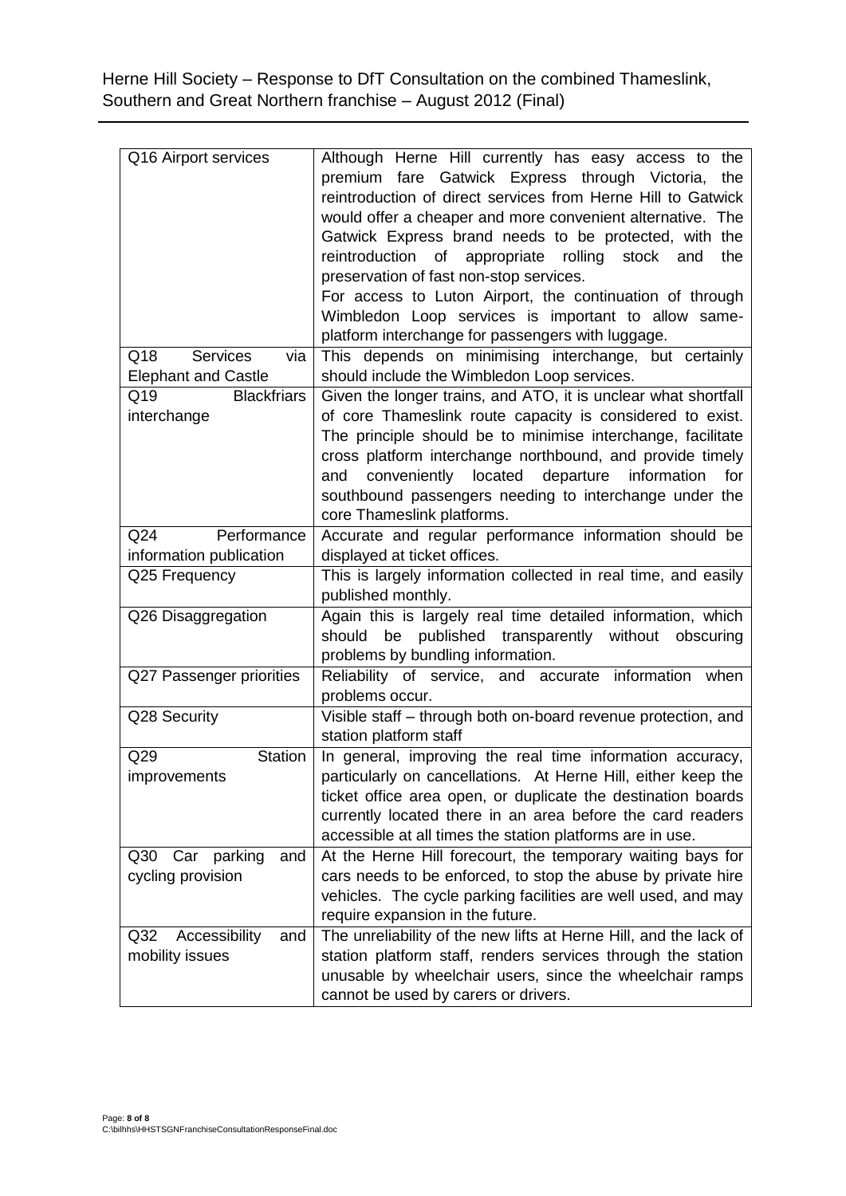| | |
|---|---|
| Q16 Airport services | Although Herne Hill currently has easy access to the premium fare Gatwick Express through Victoria, the reintroduction of direct services from Herne Hill to Gatwick would offer a cheaper and more convenient alternative. The Gatwick Express brand needs to be protected, with the reintroduction of appropriate rolling stock and the preservation of fast non-stop services.<br>For access to Luton Airport, the continuation of through Wimbledon Loop services is important to allow same-platform interchange for passengers with luggage. |
| Q18 Services via Elephant and Castle | This depends on minimising interchange, but certainly should include the Wimbledon Loop services. |
| Q19 Blackfriars interchange | Given the longer trains, and ATO, it is unclear what shortfall of core Thameslink route capacity is considered to exist. The principle should be to minimise interchange, facilitate cross platform interchange northbound, and provide timely and conveniently located departure information for southbound passengers needing to interchange under the core Thameslink platforms. |
| Q24 Performance information publication | Accurate and regular performance information should be displayed at ticket offices. |
| Q25 Frequency | This is largely information collected in real time, and easily published monthly. |
| Q26 Disaggregation | Again this is largely real time detailed information, which should be published transparently without obscuring problems by bundling information. |
| Q27 Passenger priorities | Reliability of service, and accurate information when problems occur. |
| Q28 Security | Visible staff – through both on-board revenue protection, and station platform staff |
| Q29 Station improvements | In general, improving the real time information accuracy, particularly on cancellations. At Herne Hill, either keep the ticket office area open, or duplicate the destination boards currently located there in an area before the card readers accessible at all times the station platforms are in use. |
| Q30 Car parking and cycling provision | At the Herne Hill forecourt, the temporary waiting bays for cars needs to be enforced, to stop the abuse by private hire vehicles. The cycle parking facilities are well used, and may require expansion in the future. |
| Q32 Accessibility and mobility issues | The unreliability of the new lifts at Herne Hill, and the lack of station platform staff, renders services through the station unusable by wheelchair users, since the wheelchair ramps cannot be used by carers or drivers. |